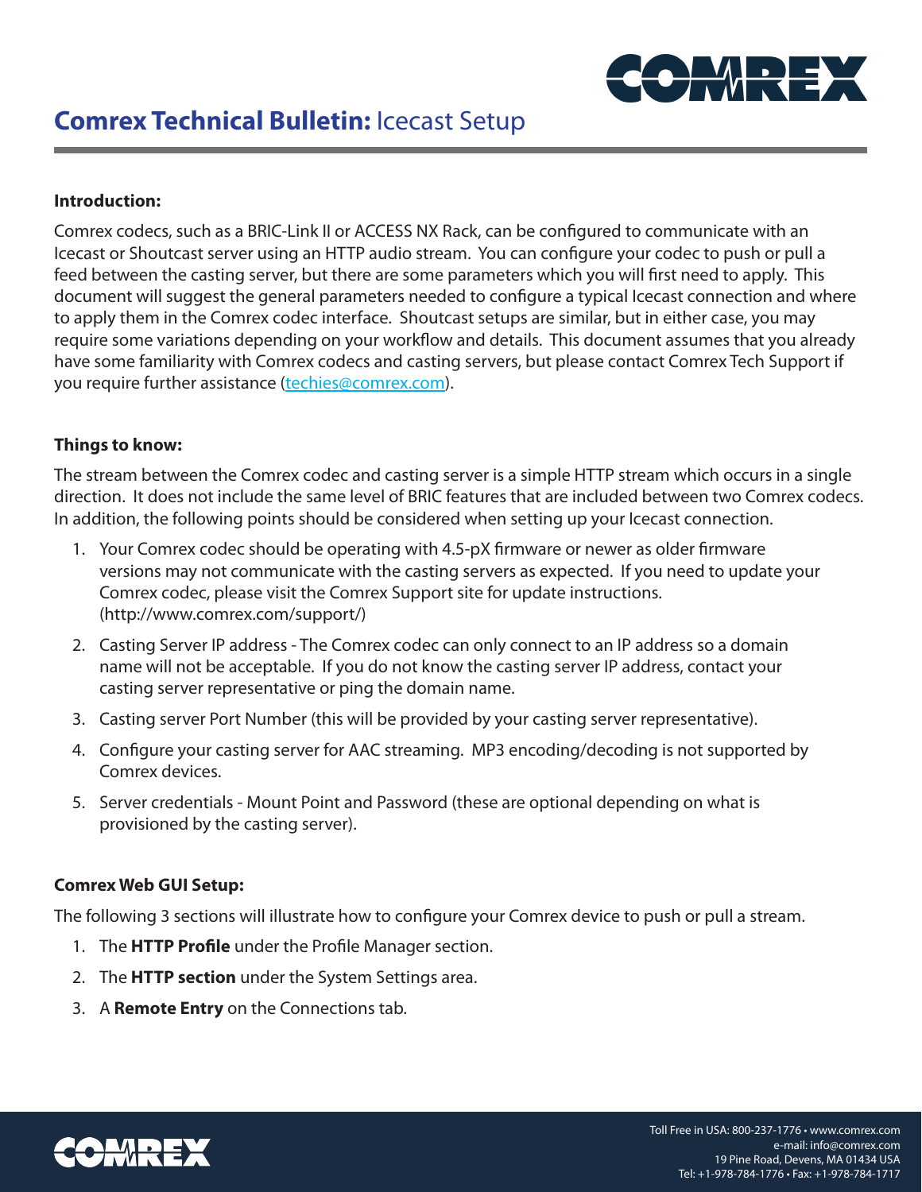# **Comrex Technical Bulletin:** Icecast Setup

### Introduction:

Comrex codecs, such as a BRIC-Link II or ACCESS NX Rack, can be configured to communicate with an Icecast or Shoutcast server using an HTTP audio stream. You can configure your codec to push or pull a feed between the casting server, but there are some parameters which you will first need to apply. This document will suggest the general parameters needed to configure a typical Icecast connection and where to apply them in the Comrex codec interface. Shoutcast setups are similar, but in either case, you may require some variations depending on your workflow and details. This document assumes that you already have some familiarity with Comrex codecs and casting servers, but please contact Comrex Tech Support if you require further assistance (techies@comrex.com).

### Things to know:

The stream between the Comrex codec and casting server is a simple HTTP stream which occurs in a single direction. It does not include the same level of BRIC features that are included between two Comrex codecs. In addition, the following points should be considered when setting up your Icecast connection.

1. Your Comrex codec should be operating with 4.5-pX firmware or newer as older firmware versions may not communicate with the casting servers as expected. If you need to update your Comrex codec, please visit the Comrex Support site for update instructions. (http://www.comrex.com/support/)
2. Casting Server IP address - The Comrex codec can only connect to an IP address so a domain name will not be acceptable. If you do not know the casting server IP address, contact your casting server representative or ping the domain name.
3. Casting server Port Number (this will be provided by your casting server representative).
4. Configure your casting server for AAC streaming. MP3 encoding/decoding is not supported by Comrex devices.
5. Server credentials - Mount Point and Password (these are optional depending on what is provisioned by the casting server).

### Comrex Web GUI Setup:

The following 3 sections will illustrate how to configure your Comrex device to push or pull a stream.

1. The **HTTP Profile** under the Profile Manager section.
2. The **HTTP section** under the System Settings area.
3. A **Remote Entry** on the Connections tab.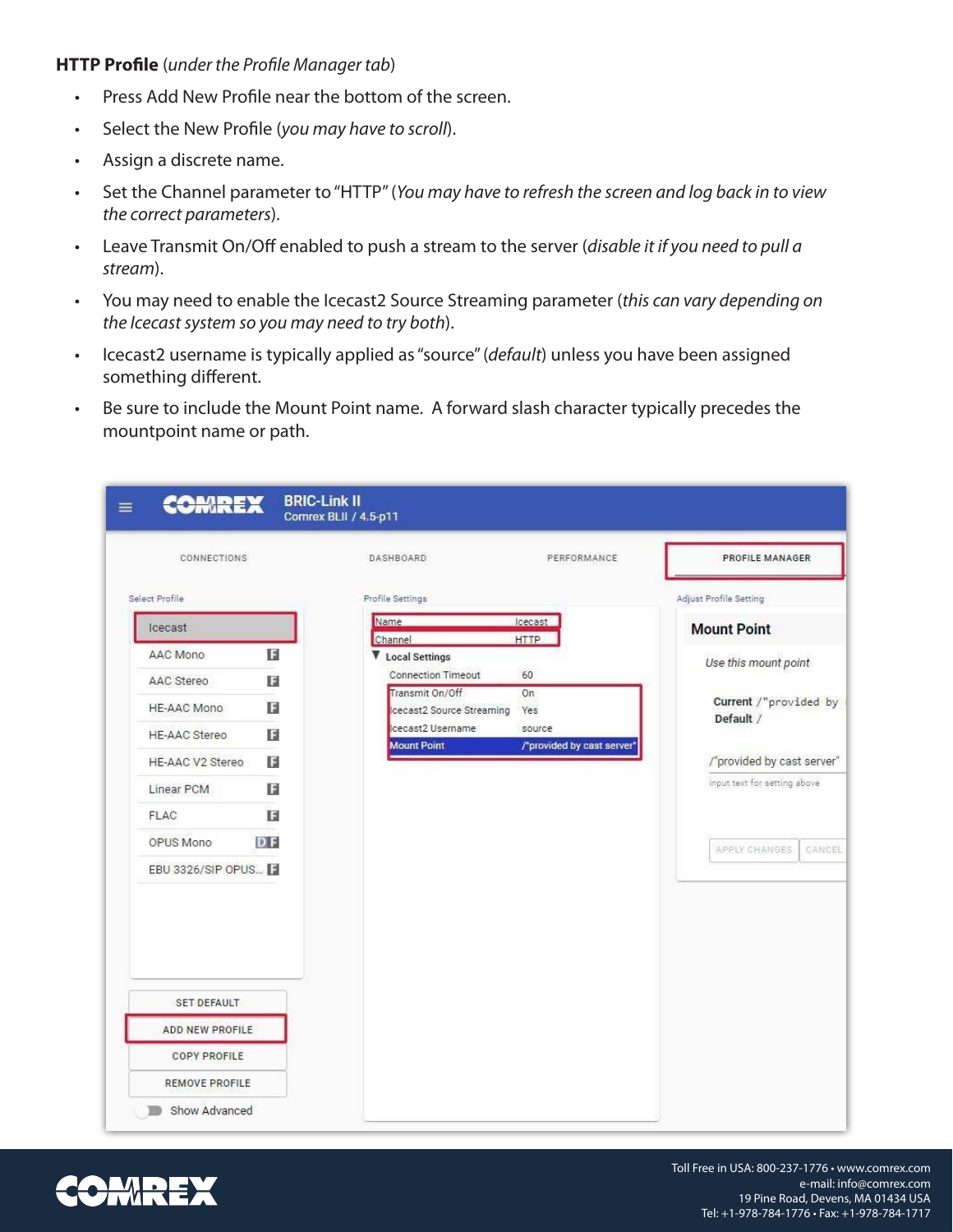**HTTP Profile** (*under the Profile Manager tab*)

- Press Add New Profile near the bottom of the screen.
- Select the New Profile (*you may have to scroll*).
- Assign a discrete name.
- Set the Channel parameter to "HTTP" (*You may have to refresh the screen and log back in to view the correct parameters*).
- Leave Transmit On/Off enabled to push a stream to the server (*disable it if you need to pull a stream*).
- You may need to enable the Icecast2 Source Streaming parameter (*this can vary depending on the Icecast system so you may need to try both*).
- Icecast2 username is typically applied as "source" (*default*) unless you have been assigned something different.
- Be sure to include the Mount Point name. A forward slash character typically precedes the mountpoint name or path.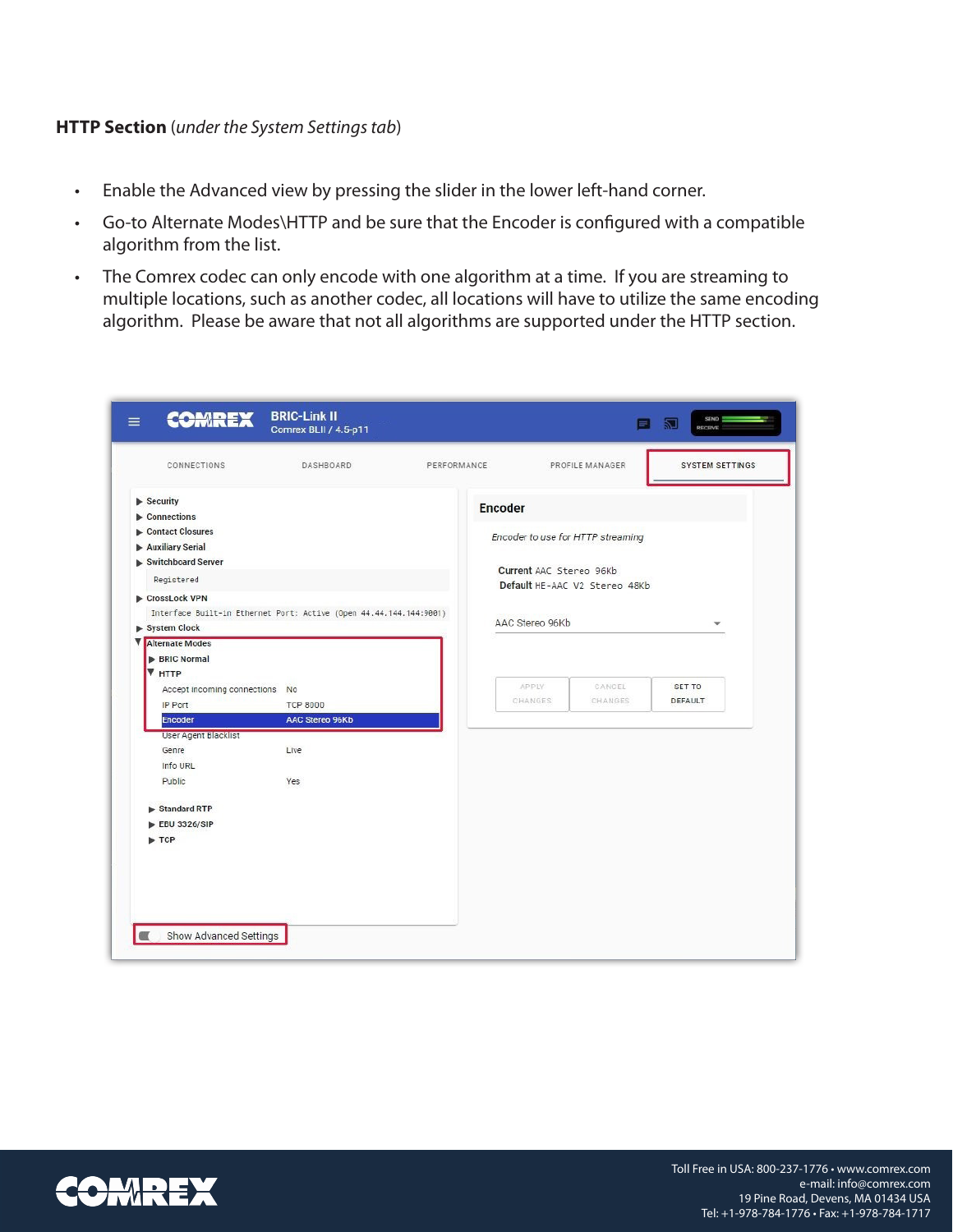**HTTP Section** (*under the System Settings tab*)

- Enable the Advanced view by pressing the slider in the lower left-hand corner.
- Go-to Alternate Modes\HTTP and be sure that the Encoder is configured with a compatible algorithm from the list.
- The Comrex codec can only encode with one algorithm at a time. If you are streaming to multiple locations, such as another codec, all locations will have to utilize the same encoding algorithm. Please be aware that not all algorithms are supported under the HTTP section.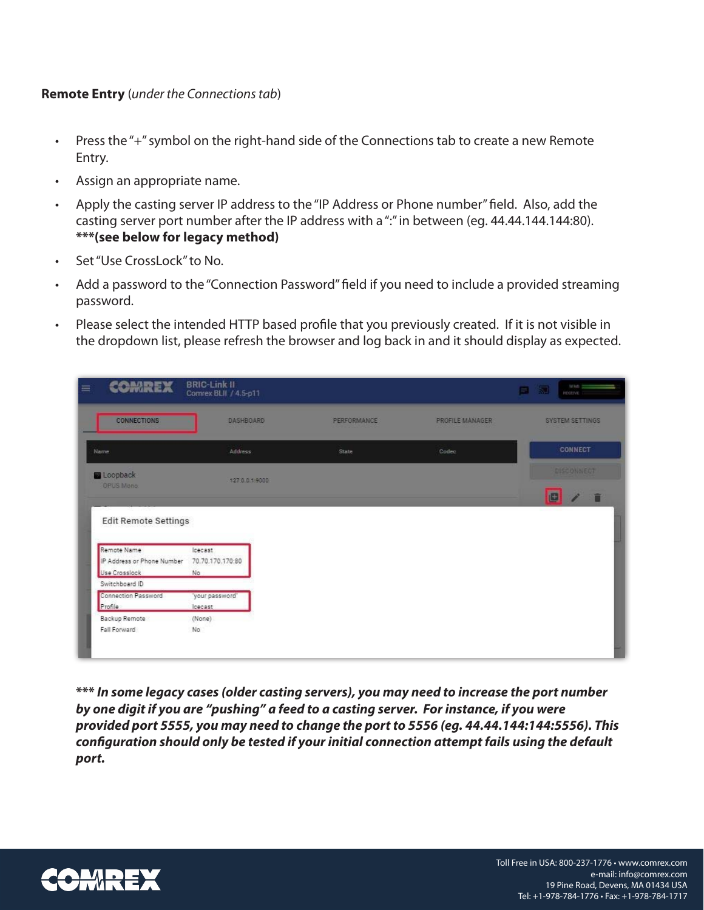**Remote Entry** (*under the Connections tab*)

- Press the "+" symbol on the right-hand side of the Connections tab to create a new Remote Entry.
- Assign an appropriate name.
- Apply the casting server IP address to the "IP Address or Phone number" field. Also, add the casting server port number after the IP address with a ":" in between (eg. 44.44.144.144:80). **\*\*\*(see below for legacy method)**
- Set "Use CrossLock" to No.
- Add a password to the "Connection Password" field if you need to include a provided streaming password.
- Please select the intended HTTP based profile that you previously created. If it is not visible in the dropdown list, please refresh the browser and log back in and it should display as expected.

***\*\*\* In some legacy cases (older casting servers), you may need to increase the port number by one digit if you are "pushing" a feed to a casting server. For instance, if you were provided port 5555, you may need to change the port to 5556 (eg. 44.44.144:144:5556). This configuration should only be tested if your initial connection attempt fails using the default port.***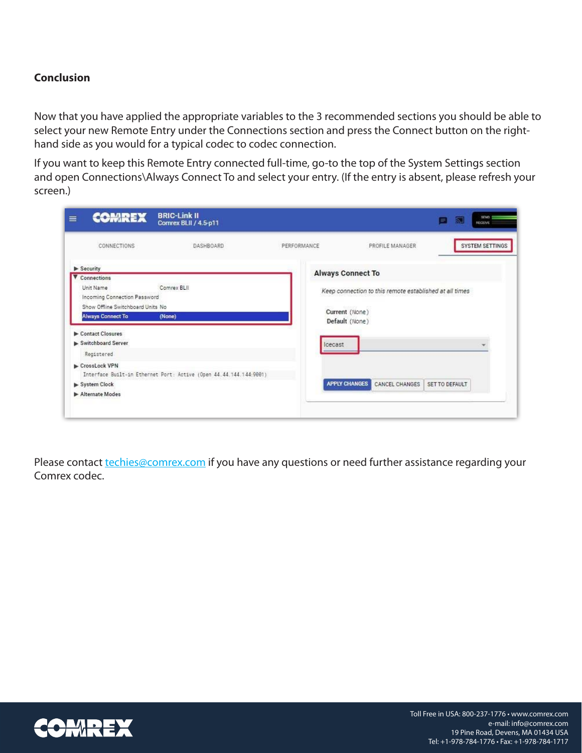**Conclusion**

Now that you have applied the appropriate variables to the 3 recommended sections you should be able to select your new Remote Entry under the Connections section and press the Connect button on the right-hand side as you would for a typical codec to codec connection.

If you want to keep this Remote Entry connected full-time, go-to the top of the System Settings section and open Connections\Always Connect To and select your entry. (If the entry is absent, please refresh your screen.)

Please contact techies@comrex.com if you have any questions or need further assistance regarding your Comrex codec.